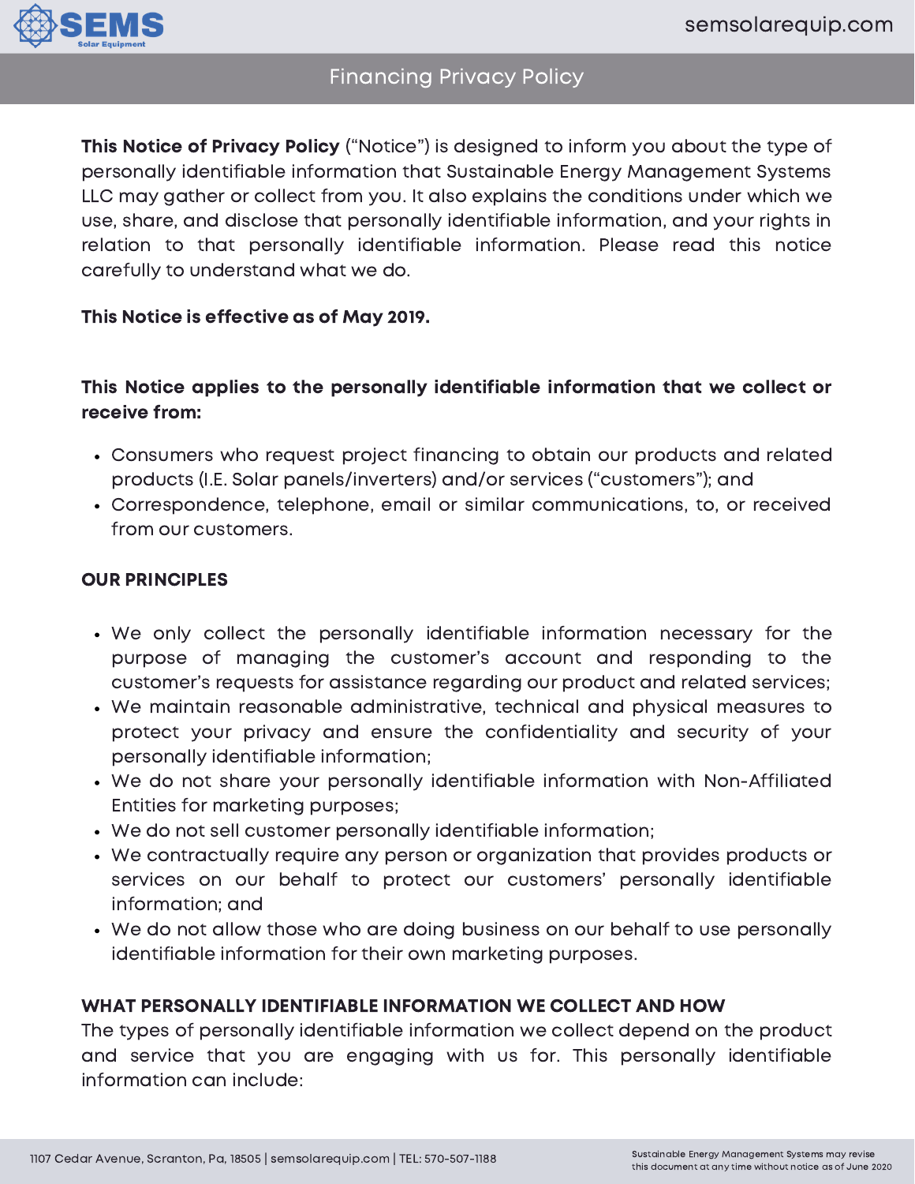# Financing Privacy Policy

**This Notice of Privacy Policy** ("Notice") is designed to inform you about the type of personally identifiable information that Sustainable Energy Management Systems LLC may gather or collect from you. It also explains the conditions under which we use, share, and disclose that personally identifiable information, and your rights in relation to that personally identifiable information. Please read this notice carefully to understand what we do.

**This Notice is effective as of May 2019.**

**This Notice applies to the personally identifiable information that we collect or receive from:**

- Consumers who request project financing to obtain our products and related products (I.E. Solar panels/inverters) and/or services ("customers"); and
- Correspondence, telephone, email or similar communications, to, or received from our customers.

## OUR PRINCIPLES

- We only collect the personally identifiable information necessary for the purpose of managing the customer's account and responding to the customer's requests for assistance regarding our product and related services;
- We maintain reasonable administrative, technical and physical measures to protect your privacy and ensure the confidentiality and security of your personally identifiable information;
- We do not share your personally identifiable information with Non-Affiliated Entities for marketing purposes;
- We do not sell customer personally identifiable information;
- We contractually require any person or organization that provides products or services on our behalf to protect our customers' personally identifiable information; and
- We do not allow those who are doing business on our behalf to use personally identifiable information for their own marketing purposes.

## WHAT PERSONALLY IDENTIFIABLE INFORMATION WE COLLECT AND HOW

The types of personally identifiable information we collect depend on the product and service that you are engaging with us for. This personally identifiable information can include: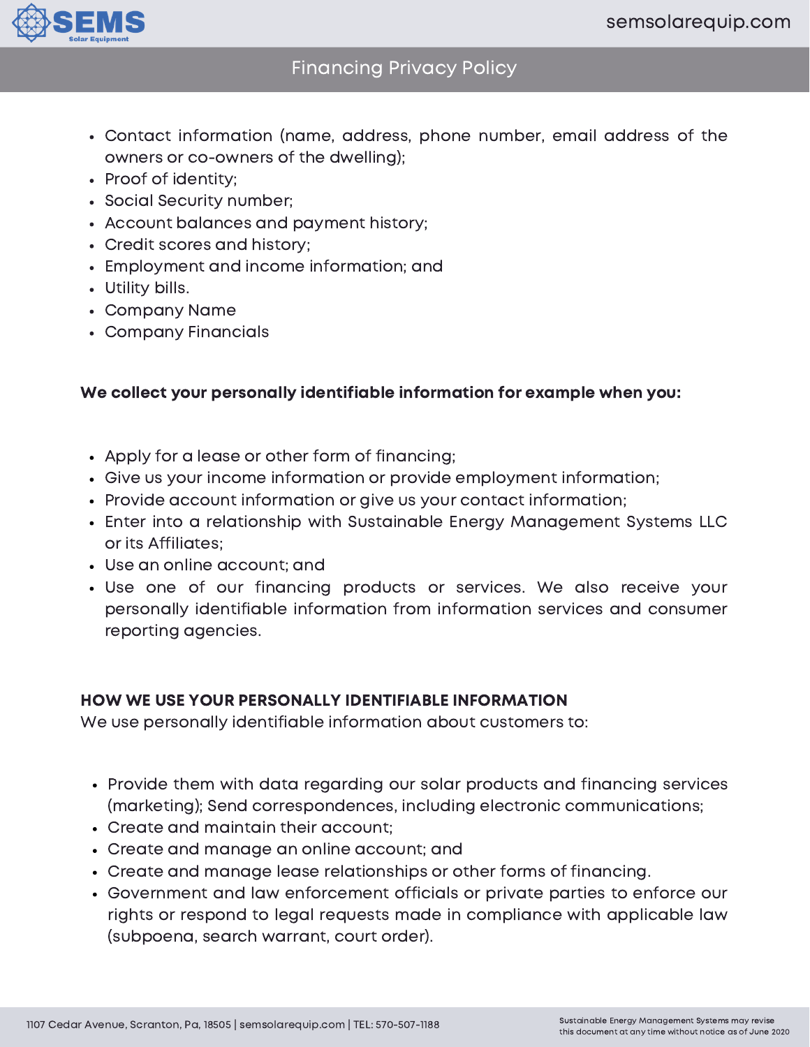- Contact information (name, address, phone number, email address of the owners or co-owners of the dwelling);
- Proof of identity;
- Social Security number;
- Account balances and payment history;
- Credit scores and history;
- Employment and income information; and
- Utility bills.
- Company Name
- Company Financials

**We collect your personally identifiable information for example when you:**

- Apply for a lease or other form of financing;
- Give us your income information or provide employment information;
- Provide account information or give us your contact information;
- Enter into a relationship with Sustainable Energy Management Systems LLC or its Affiliates;
- Use an online account; and
- Use one of our financing products or services. We also receive your personally identifiable information from information services and consumer reporting agencies.

**HOW WE USE YOUR PERSONALLY IDENTIFIABLE INFORMATION**

We use personally identifiable information about customers to:

- Provide them with data regarding our solar products and financing services (marketing); Send correspondences, including electronic communications;
- Create and maintain their account;
- Create and manage an online account; and
- Create and manage lease relationships or other forms of financing.
- Government and law enforcement officials or private parties to enforce our rights or respond to legal requests made in compliance with applicable law (subpoena, search warrant, court order).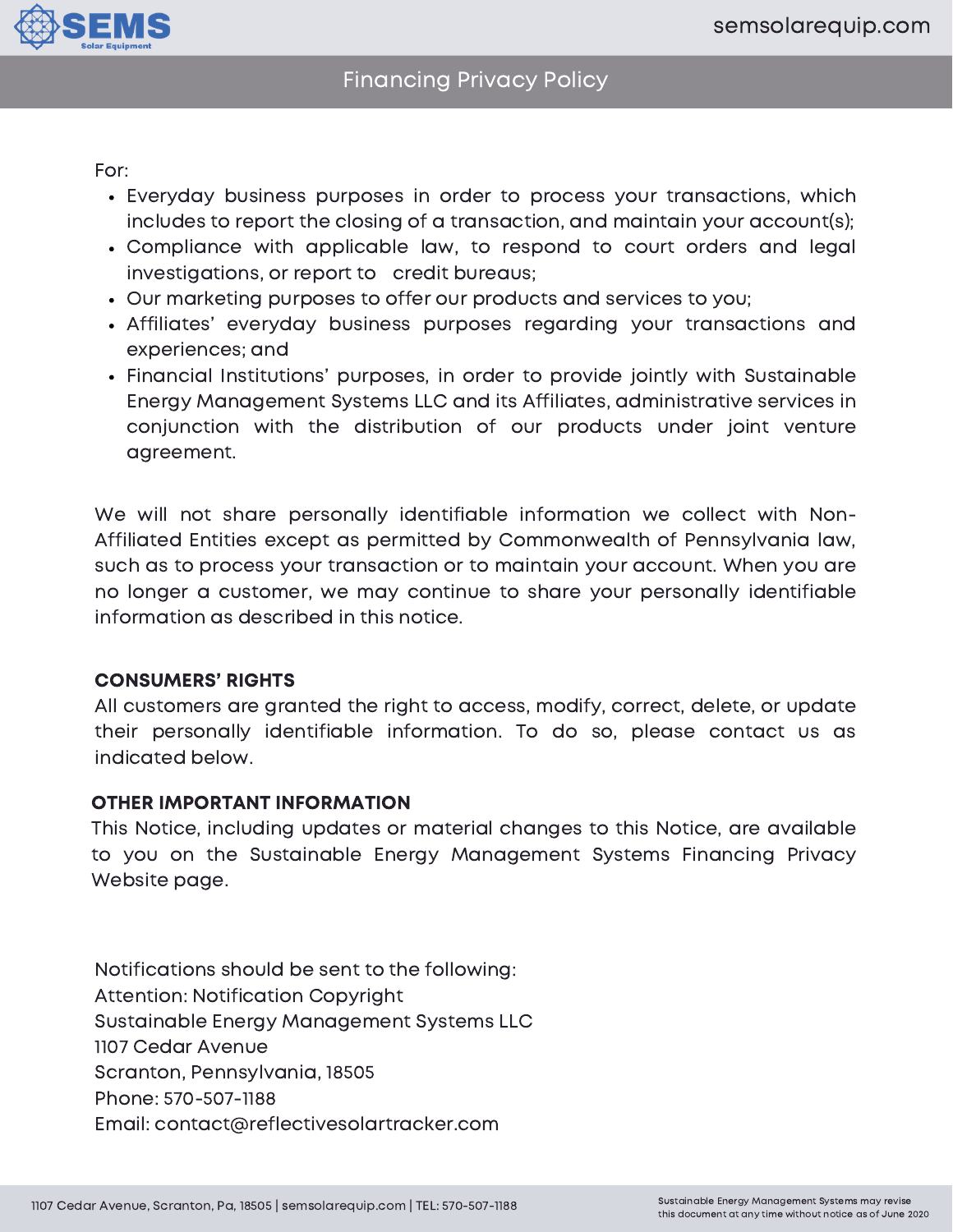For:

- Everyday business purposes in order to process your transactions, which includes to report the closing of a transaction, and maintain your account(s);
- Compliance with applicable law, to respond to court orders and legal investigations, or report to credit bureaus;
- Our marketing purposes to offer our products and services to you;
- Affiliates' everyday business purposes regarding your transactions and experiences; and
- Financial Institutions' purposes, in order to provide jointly with Sustainable Energy Management Systems LLC and its Affiliates, administrative services in conjunction with the distribution of our products under joint venture agreement.

We will not share personally identifiable information we collect with Non-Affiliated Entities except as permitted by Commonwealth of Pennsylvania law, such as to process your transaction or to maintain your account. When you are no longer a customer, we may continue to share your personally identifiable information as described in this notice.

## CONSUMERS' RIGHTS

All customers are granted the right to access, modify, correct, delete, or update their personally identifiable information. To do so, please contact us as indicated below.

## OTHER IMPORTANT INFORMATION

This Notice, including updates or material changes to this Notice, are available to you on the Sustainable Energy Management Systems Financing Privacy Website page.

Notifications should be sent to the following:
Attention: Notification Copyright
Sustainable Energy Management Systems LLC
1107 Cedar Avenue
Scranton, Pennsylvania, 18505
Phone: 570-507-1188
Email: contact@reflectivesolartracker.com